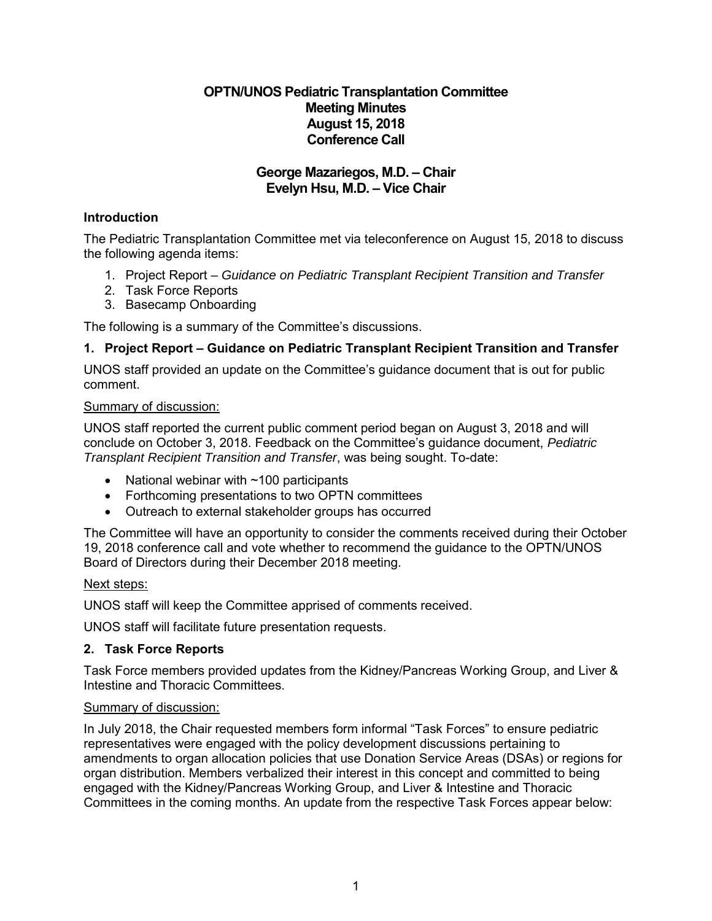# OPTN/UNOS Pediatric Transplantation Committee
## Meeting Minutes
## August 15, 2018
## Conference Call

**George Mazariegos, M.D. – Chair**
**Evelyn Hsu, M.D. – Vice Chair**

### Introduction

The Pediatric Transplantation Committee met via teleconference on August 15, 2018 to discuss the following agenda items:

1. Project Report – *Guidance on Pediatric Transplant Recipient Transition and Transfer*
2. Task Force Reports
3. Basecamp Onboarding

The following is a summary of the Committee's discussions.

### 1. Project Report – Guidance on Pediatric Transplant Recipient Transition and Transfer

UNOS staff provided an update on the Committee's guidance document that is out for public comment.

Summary of discussion:

UNOS staff reported the current public comment period began on August 3, 2018 and will conclude on October 3, 2018. Feedback on the Committee's guidance document, *Pediatric Transplant Recipient Transition and Transfer*, was being sought. To-date:

- National webinar with ~100 participants
- Forthcoming presentations to two OPTN committees
- Outreach to external stakeholder groups has occurred

The Committee will have an opportunity to consider the comments received during their October 19, 2018 conference call and vote whether to recommend the guidance to the OPTN/UNOS Board of Directors during their December 2018 meeting.

Next steps:

UNOS staff will keep the Committee apprised of comments received.

UNOS staff will facilitate future presentation requests.

### 2. Task Force Reports

Task Force members provided updates from the Kidney/Pancreas Working Group, and Liver & Intestine and Thoracic Committees.

Summary of discussion:

In July 2018, the Chair requested members form informal "Task Forces" to ensure pediatric representatives were engaged with the policy development discussions pertaining to amendments to organ allocation policies that use Donation Service Areas (DSAs) or regions for organ distribution. Members verbalized their interest in this concept and committed to being engaged with the Kidney/Pancreas Working Group, and Liver & Intestine and Thoracic Committees in the coming months. An update from the respective Task Forces appear below: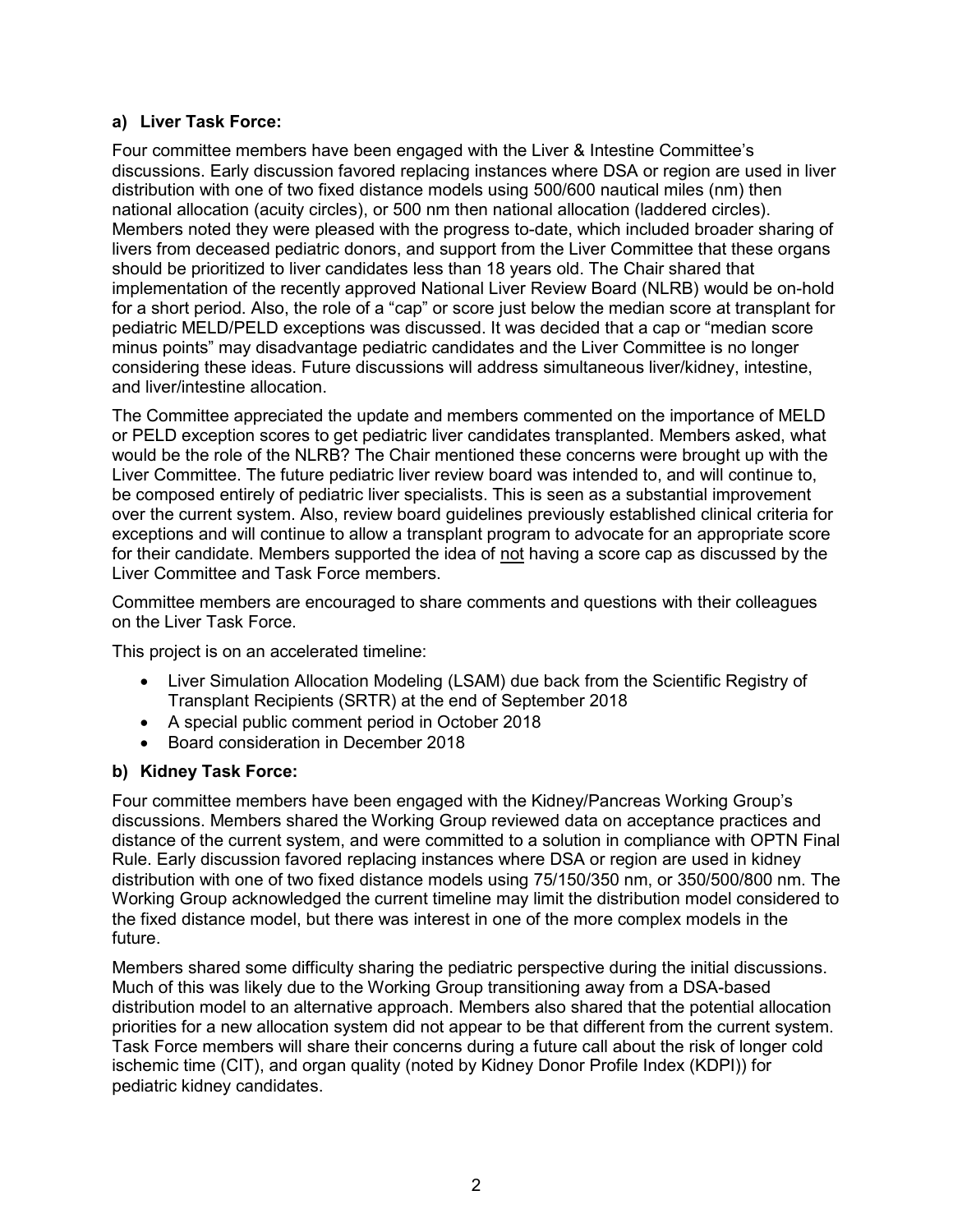**a) Liver Task Force:**

Four committee members have been engaged with the Liver & Intestine Committee's discussions. Early discussion favored replacing instances where DSA or region are used in liver distribution with one of two fixed distance models using 500/600 nautical miles (nm) then national allocation (acuity circles), or 500 nm then national allocation (laddered circles). Members noted they were pleased with the progress to-date, which included broader sharing of livers from deceased pediatric donors, and support from the Liver Committee that these organs should be prioritized to liver candidates less than 18 years old. The Chair shared that implementation of the recently approved National Liver Review Board (NLRB) would be on-hold for a short period. Also, the role of a "cap" or score just below the median score at transplant for pediatric MELD/PELD exceptions was discussed. It was decided that a cap or "median score minus points" may disadvantage pediatric candidates and the Liver Committee is no longer considering these ideas. Future discussions will address simultaneous liver/kidney, intestine, and liver/intestine allocation.

The Committee appreciated the update and members commented on the importance of MELD or PELD exception scores to get pediatric liver candidates transplanted. Members asked, what would be the role of the NLRB? The Chair mentioned these concerns were brought up with the Liver Committee. The future pediatric liver review board was intended to, and will continue to, be composed entirely of pediatric liver specialists. This is seen as a substantial improvement over the current system. Also, review board guidelines previously established clinical criteria for exceptions and will continue to allow a transplant program to advocate for an appropriate score for their candidate. Members supported the idea of <u>not</u> having a score cap as discussed by the Liver Committee and Task Force members.

Committee members are encouraged to share comments and questions with their colleagues on the Liver Task Force.

This project is on an accelerated timeline:

- Liver Simulation Allocation Modeling (LSAM) due back from the Scientific Registry of Transplant Recipients (SRTR) at the end of September 2018
- A special public comment period in October 2018
- Board consideration in December 2018

**b) Kidney Task Force:**

Four committee members have been engaged with the Kidney/Pancreas Working Group's discussions. Members shared the Working Group reviewed data on acceptance practices and distance of the current system, and were committed to a solution in compliance with OPTN Final Rule. Early discussion favored replacing instances where DSA or region are used in kidney distribution with one of two fixed distance models using 75/150/350 nm, or 350/500/800 nm. The Working Group acknowledged the current timeline may limit the distribution model considered to the fixed distance model, but there was interest in one of the more complex models in the future.

Members shared some difficulty sharing the pediatric perspective during the initial discussions. Much of this was likely due to the Working Group transitioning away from a DSA-based distribution model to an alternative approach. Members also shared that the potential allocation priorities for a new allocation system did not appear to be that different from the current system. Task Force members will share their concerns during a future call about the risk of longer cold ischemic time (CIT), and organ quality (noted by Kidney Donor Profile Index (KDPI)) for pediatric kidney candidates.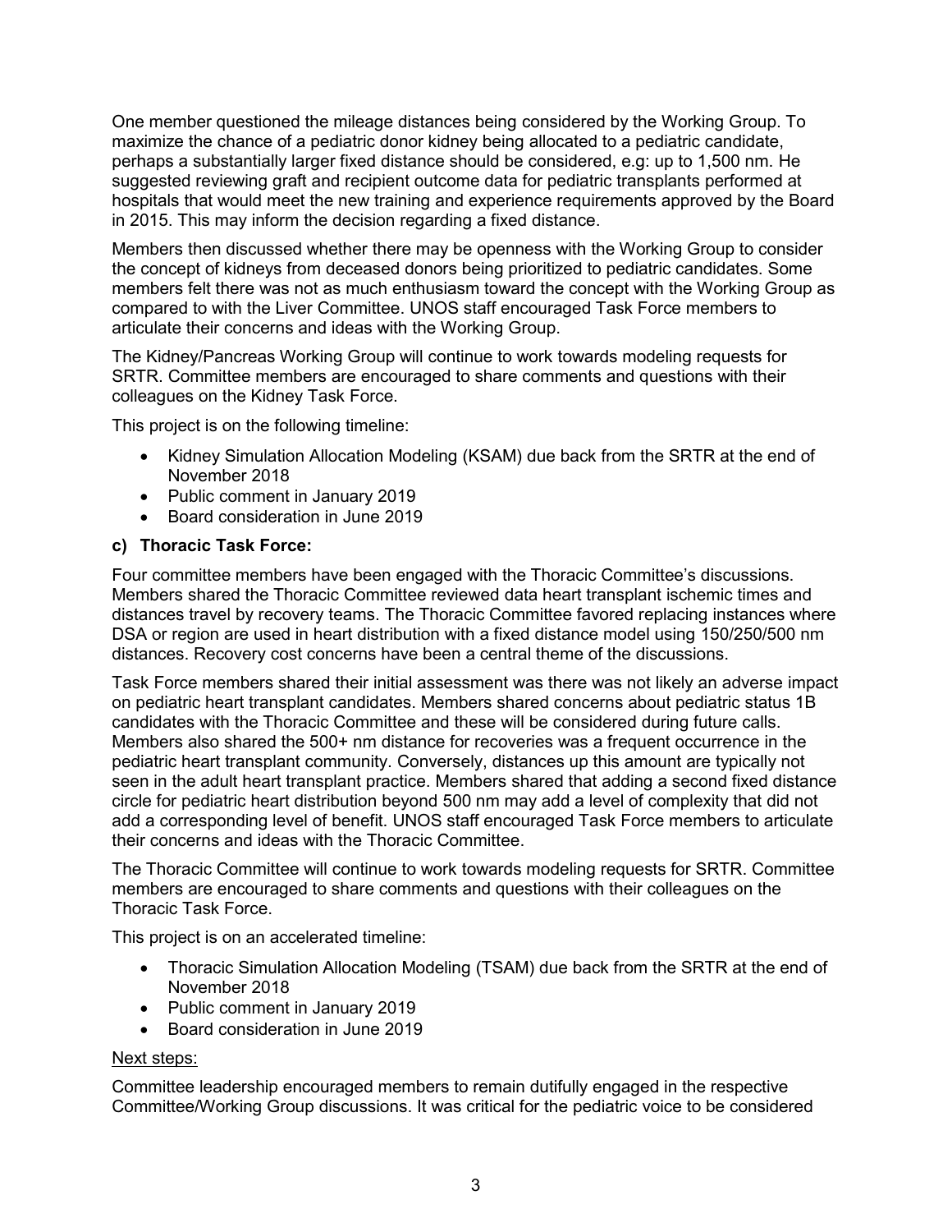One member questioned the mileage distances being considered by the Working Group. To maximize the chance of a pediatric donor kidney being allocated to a pediatric candidate, perhaps a substantially larger fixed distance should be considered, e.g: up to 1,500 nm. He suggested reviewing graft and recipient outcome data for pediatric transplants performed at hospitals that would meet the new training and experience requirements approved by the Board in 2015. This may inform the decision regarding a fixed distance.

Members then discussed whether there may be openness with the Working Group to consider the concept of kidneys from deceased donors being prioritized to pediatric candidates. Some members felt there was not as much enthusiasm toward the concept with the Working Group as compared to with the Liver Committee. UNOS staff encouraged Task Force members to articulate their concerns and ideas with the Working Group.

The Kidney/Pancreas Working Group will continue to work towards modeling requests for SRTR. Committee members are encouraged to share comments and questions with their colleagues on the Kidney Task Force.

This project is on the following timeline:

- Kidney Simulation Allocation Modeling (KSAM) due back from the SRTR at the end of November 2018
- Public comment in January 2019
- Board consideration in June 2019

**c) Thoracic Task Force:**

Four committee members have been engaged with the Thoracic Committee's discussions. Members shared the Thoracic Committee reviewed data heart transplant ischemic times and distances travel by recovery teams. The Thoracic Committee favored replacing instances where DSA or region are used in heart distribution with a fixed distance model using 150/250/500 nm distances. Recovery cost concerns have been a central theme of the discussions.

Task Force members shared their initial assessment was there was not likely an adverse impact on pediatric heart transplant candidates. Members shared concerns about pediatric status 1B candidates with the Thoracic Committee and these will be considered during future calls. Members also shared the 500+ nm distance for recoveries was a frequent occurrence in the pediatric heart transplant community. Conversely, distances up this amount are typically not seen in the adult heart transplant practice. Members shared that adding a second fixed distance circle for pediatric heart distribution beyond 500 nm may add a level of complexity that did not add a corresponding level of benefit. UNOS staff encouraged Task Force members to articulate their concerns and ideas with the Thoracic Committee.

The Thoracic Committee will continue to work towards modeling requests for SRTR. Committee members are encouraged to share comments and questions with their colleagues on the Thoracic Task Force.

This project is on an accelerated timeline:

- Thoracic Simulation Allocation Modeling (TSAM) due back from the SRTR at the end of November 2018
- Public comment in January 2019
- Board consideration in June 2019

Next steps:

Committee leadership encouraged members to remain dutifully engaged in the respective Committee/Working Group discussions. It was critical for the pediatric voice to be considered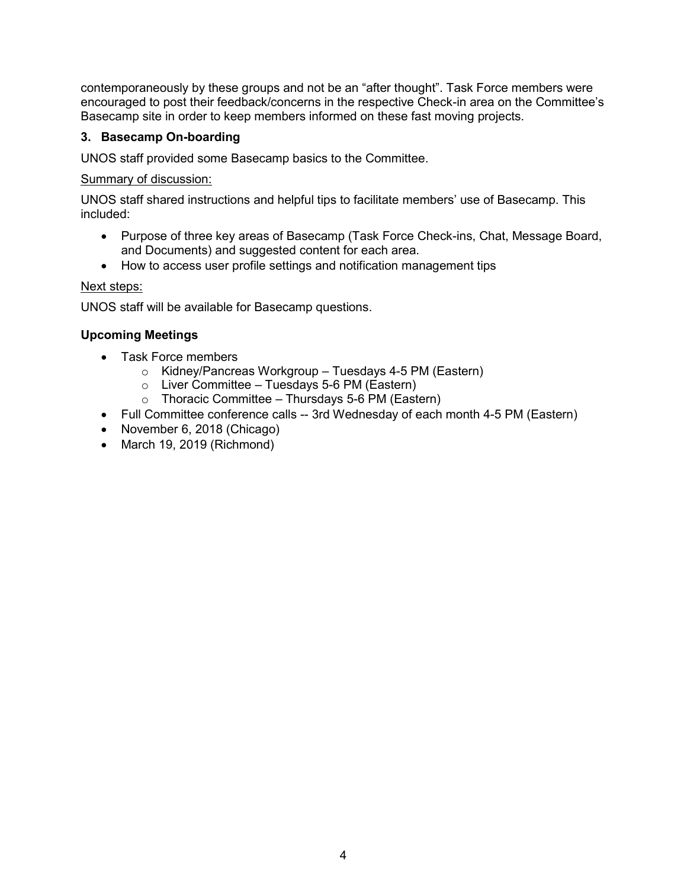contemporaneously by these groups and not be an "after thought". Task Force members were encouraged to post their feedback/concerns in the respective Check-in area on the Committee's Basecamp site in order to keep members informed on these fast moving projects.

### 3. Basecamp On-boarding

UNOS staff provided some Basecamp basics to the Committee.

Summary of discussion:

UNOS staff shared instructions and helpful tips to facilitate members' use of Basecamp. This included:

- Purpose of three key areas of Basecamp (Task Force Check-ins, Chat, Message Board, and Documents) and suggested content for each area.
- How to access user profile settings and notification management tips

Next steps:

UNOS staff will be available for Basecamp questions.

### Upcoming Meetings

- Task Force members
  - Kidney/Pancreas Workgroup – Tuesdays 4-5 PM (Eastern)
  - Liver Committee – Tuesdays 5-6 PM (Eastern)
  - Thoracic Committee – Thursdays 5-6 PM (Eastern)
- Full Committee conference calls -- 3rd Wednesday of each month 4-5 PM (Eastern)
- November 6, 2018 (Chicago)
- March 19, 2019 (Richmond)